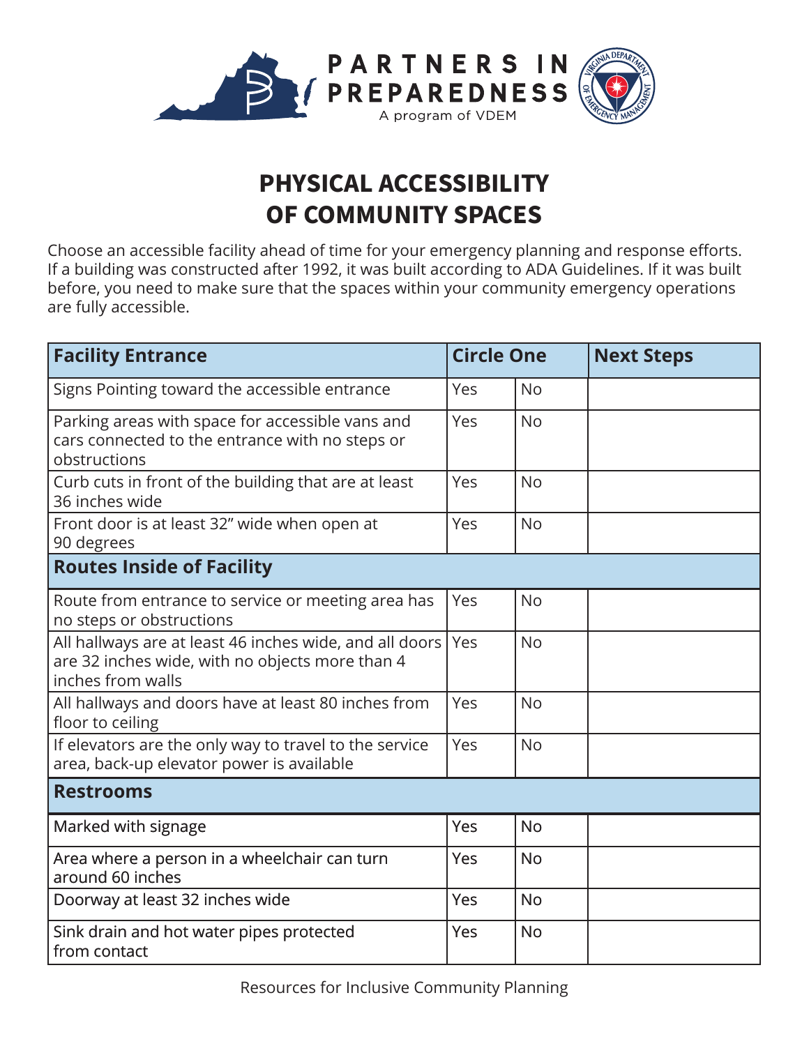PARTNERS IN PREPAREDNESS

A program of VDEM

# PHYSICAL ACCESSIBILITY OF COMMUNITY SPACES

Choose an accessible facility ahead of time for your emergency planning and response efforts. If a building was constructed after 1992, it was built according to ADA Guidelines. If it was built before, you need to make sure that the spaces within your community emergency operations are fully accessible.

| Facility Entrance | Circle One | | Next Steps |
|---|---|---|---|
| Signs Pointing toward the accessible entrance | Yes | No | |
| Parking areas with space for accessible vans and cars connected to the entrance with no steps or obstructions | Yes | No | |
| Curb cuts in front of the building that are at least 36 inches wide | Yes | No | |
| Front door is at least 32" wide when open at 90 degrees | Yes | No | |
| **Routes Inside of Facility** | | | |
| Route from entrance to service or meeting area has no steps or obstructions | Yes | No | |
| All hallways are at least 46 inches wide, and all doors are 32 inches wide, with no objects more than 4 inches from walls | Yes | No | |
| All hallways and doors have at least 80 inches from floor to ceiling | Yes | No | |
| If elevators are the only way to travel to the service area, back-up elevator power is available | Yes | No | |
| **Restrooms** | | | |
| Marked with signage | Yes | No | |
| Area where a person in a wheelchair can turn around 60 inches | Yes | No | |
| Doorway at least 32 inches wide | Yes | No | |
| Sink drain and hot water pipes protected from contact | Yes | No | |

Resources for Inclusive Community Planning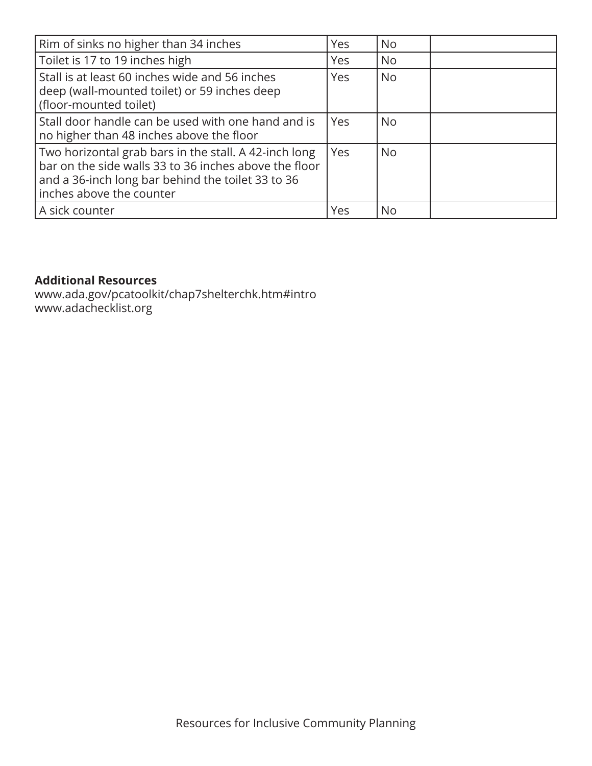| | | | |
|---|---|---|---|
| Rim of sinks no higher than 34 inches | Yes | No | |
| Toilet is 17 to 19 inches high | Yes | No | |
| Stall is at least 60 inches wide and 56 inches deep (wall-mounted toilet) or 59 inches deep (floor-mounted toilet) | Yes | No | |
| Stall door handle can be used with one hand and is no higher than 48 inches above the floor | Yes | No | |
| Two horizontal grab bars in the stall. A 42-inch long bar on the side walls 33 to 36 inches above the floor and a 36-inch long bar behind the toilet 33 to 36 inches above the counter | Yes | No | |
| A sick counter | Yes | No | |

**Additional Resources**
www.ada.gov/pcatoolkit/chap7shelterchk.htm#intro
www.adachecklist.org

Resources for Inclusive Community Planning